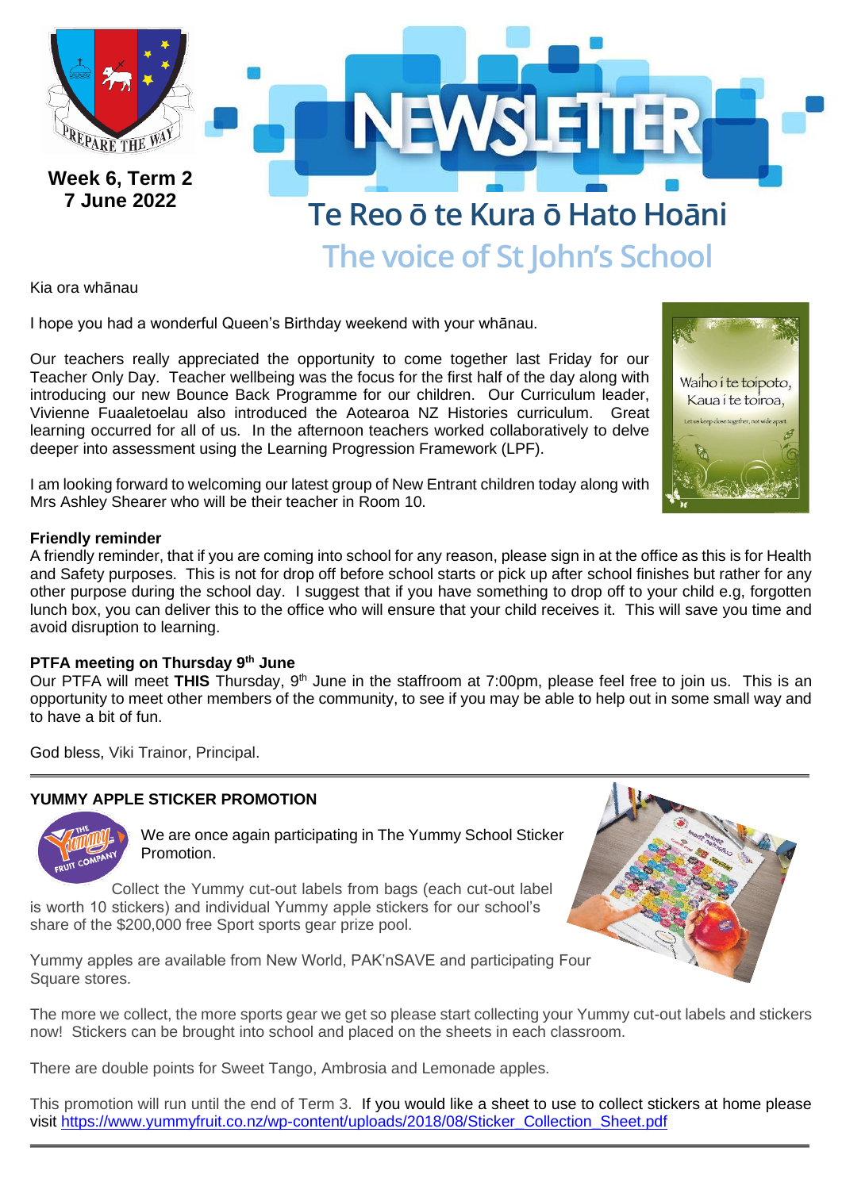Week 6, Term 2
7 June 2022

# NEWSLETTER

## Te Reo ō te Kura ō Hato Hoāni

### The voice of St John's School

Kia ora whānau

I hope you had a wonderful Queen's Birthday weekend with your whānau.

Our teachers really appreciated the opportunity to come together last Friday for our Teacher Only Day. Teacher wellbeing was the focus for the first half of the day along with introducing our new Bounce Back Programme for our children. Our Curriculum leader, Vivienne Fuaaletoelau also introduced the Aotearoa NZ Histories curriculum. Great learning occurred for all of us. In the afternoon teachers worked collaboratively to delve deeper into assessment using the Learning Progression Framework (LPF).

Waiho i te toipoto, Kaua i te toiroa,
Let us keep close together, not wide apart

I am looking forward to welcoming our latest group of New Entrant children today along with Mrs Ashley Shearer who will be their teacher in Room 10.

**Friendly reminder**

A friendly reminder, that if you are coming into school for any reason, please sign in at the office as this is for Health and Safety purposes. This is not for drop off before school starts or pick up after school finishes but rather for any other purpose during the school day. I suggest that if you have something to drop off to your child e.g, forgotten lunch box, you can deliver this to the office who will ensure that your child receives it. This will save you time and avoid disruption to learning.

**PTFA meeting on Thursday 9th June**

Our PTFA will meet **THIS** Thursday, 9th June in the staffroom at 7:00pm, please feel free to join us. This is an opportunity to meet other members of the community, to see if you may be able to help out in some small way and to have a bit of fun.

God bless, Viki Trainor, Principal.

---

**YUMMY APPLE STICKER PROMOTION**

We are once again participating in The Yummy School Sticker Promotion.

Collect the Yummy cut-out labels from bags (each cut-out label is worth 10 stickers) and individual Yummy apple stickers for our school's share of the $200,000 free Sport sports gear prize pool.

Yummy apples are available from New World, PAK'nSAVE and participating Four Square stores.

The more we collect, the more sports gear we get so please start collecting your Yummy cut-out labels and stickers now! Stickers can be brought into school and placed on the sheets in each classroom.

There are double points for Sweet Tango, Ambrosia and Lemonade apples.

This promotion will run until the end of Term 3. If you would like a sheet to use to collect stickers at home please visit https://www.yummyfruit.co.nz/wp-content/uploads/2018/08/Sticker_Collection_Sheet.pdf

---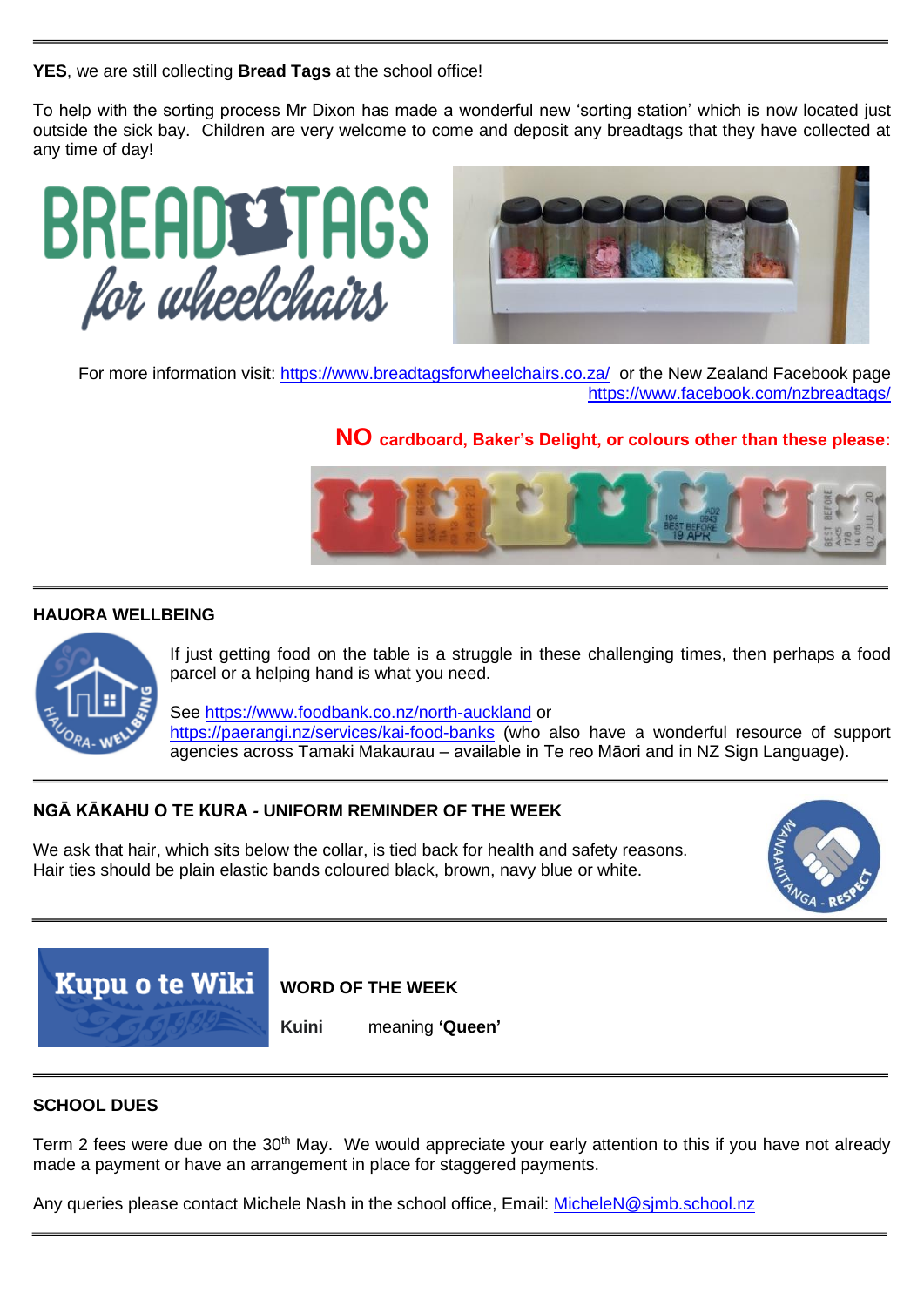**YES**, we are still collecting **Bread Tags** at the school office!

To help with the sorting process Mr Dixon has made a wonderful new 'sorting station' which is now located just outside the sick bay. Children are very welcome to come and deposit any breadtags that they have collected at any time of day!

For more information visit: https://www.breadtagsforwheelchairs.co.za/ or the New Zealand Facebook page https://www.facebook.com/nzbreadtags/

**NO cardboard, Baker's Delight, or colours other than these please:**

---

## HAUORA WELLBEING

If just getting food on the table is a struggle in these challenging times, then perhaps a food parcel or a helping hand is what you need.

See https://www.foodbank.co.nz/north-auckland or https://paerangi.nz/services/kai-food-banks (who also have a wonderful resource of support agencies across Tamaki Makaurau – available in Te reo Māori and in NZ Sign Language).

---

## NGĀ KĀKAHU O TE KURA - UNIFORM REMINDER OF THE WEEK

We ask that hair, which sits below the collar, is tied back for health and safety reasons.
Hair ties should be plain elastic bands coloured black, brown, navy blue or white.

---

## Kupu o te Wiki

**WORD OF THE WEEK**

**Kuini** meaning **'Queen'**

---

## SCHOOL DUES

Term 2 fees were due on the 30th May. We would appreciate your early attention to this if you have not already made a payment or have an arrangement in place for staggered payments.

Any queries please contact Michele Nash in the school office, Email: MicheleN@sjmb.school.nz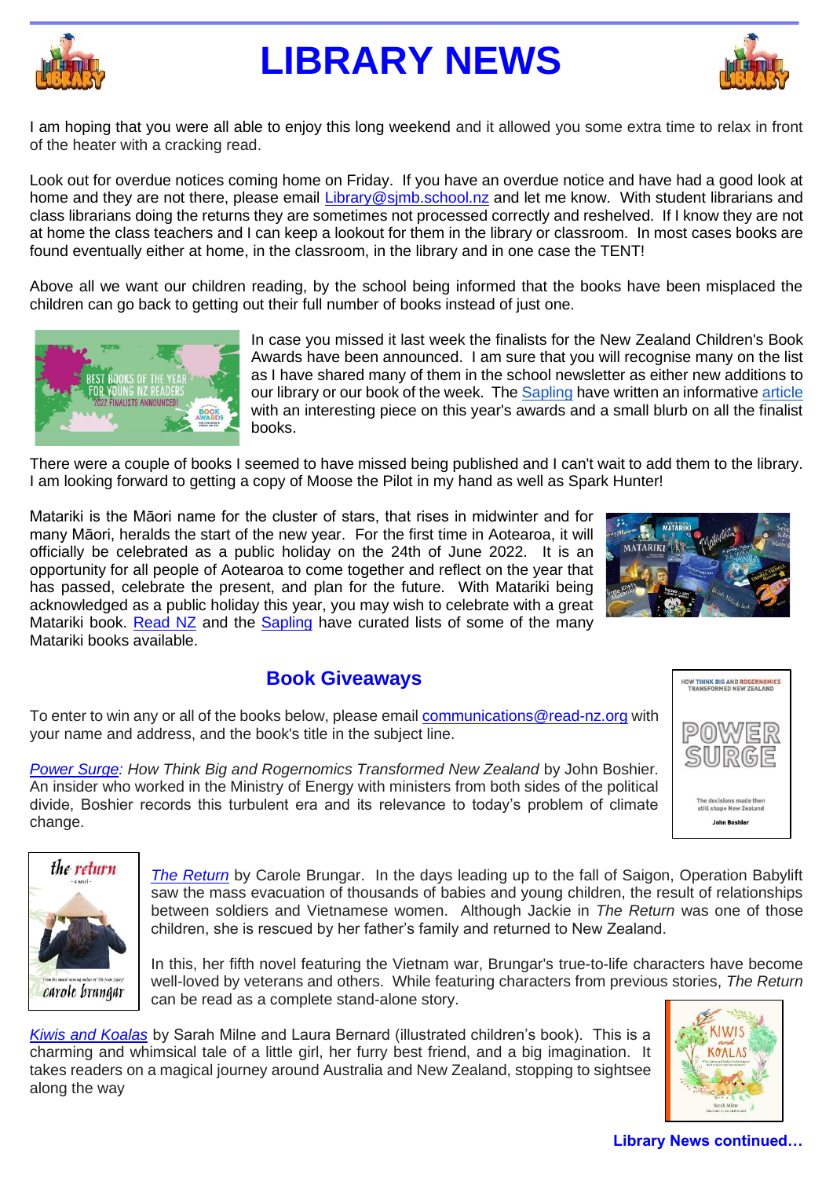# LIBRARY NEWS

I am hoping that you were all able to enjoy this long weekend and it allowed you some extra time to relax in front of the heater with a cracking read.

Look out for overdue notices coming home on Friday. If you have an overdue notice and have had a good look at home and they are not there, please email Library@sjmb.school.nz and let me know. With student librarians and class librarians doing the returns they are sometimes not processed correctly and reshelved. If I know they are not at home the class teachers and I can keep a lookout for them in the library or classroom. In most cases books are found eventually either at home, in the classroom, in the library and in one case the TENT!

Above all we want our children reading, by the school being informed that the books have been misplaced the children can go back to getting out their full number of books instead of just one.

In case you missed it last week the finalists for the New Zealand Children's Book Awards have been announced. I am sure that you will recognise many on the list as I have shared many of them in the school newsletter as either new additions to our library or our book of the week. The Sapling have written an informative article with an interesting piece on this year's awards and a small blurb on all the finalist books.

There were a couple of books I seemed to have missed being published and I can't wait to add them to the library. I am looking forward to getting a copy of Moose the Pilot in my hand as well as Spark Hunter!

Matariki is the Māori name for the cluster of stars, that rises in midwinter and for many Māori, heralds the start of the new year. For the first time in Aotearoa, it will officially be celebrated as a public holiday on the 24th of June 2022. It is an opportunity for all people of Aotearoa to come together and reflect on the year that has passed, celebrate the present, and plan for the future. With Matariki being acknowledged as a public holiday this year, you may wish to celebrate with a great Matariki book. Read NZ and the Sapling have curated lists of some of the many Matariki books available.

## Book Giveaways

To enter to win any or all of the books below, please email communications@read-nz.org with your name and address, and the book's title in the subject line.

*Power Surge: How Think Big and Rogernomics Transformed New Zealand* by John Boshier. An insider who worked in the Ministry of Energy with ministers from both sides of the political divide, Boshier records this turbulent era and its relevance to today's problem of climate change.

*The Return* by Carole Brungar. In the days leading up to the fall of Saigon, Operation Babylift saw the mass evacuation of thousands of babies and young children, the result of relationships between soldiers and Vietnamese women. Although Jackie in *The Return* was one of those children, she is rescued by her father's family and returned to New Zealand.

In this, her fifth novel featuring the Vietnam war, Brungar's true-to-life characters have become well-loved by veterans and others. While featuring characters from previous stories, *The Return* can be read as a complete stand-alone story.

*Kiwis and Koalas* by Sarah Milne and Laura Bernard (illustrated children's book). This is a charming and whimsical tale of a little girl, her furry best friend, and a big imagination. It takes readers on a magical journey around Australia and New Zealand, stopping to sightsee along the way

**Library News continued…**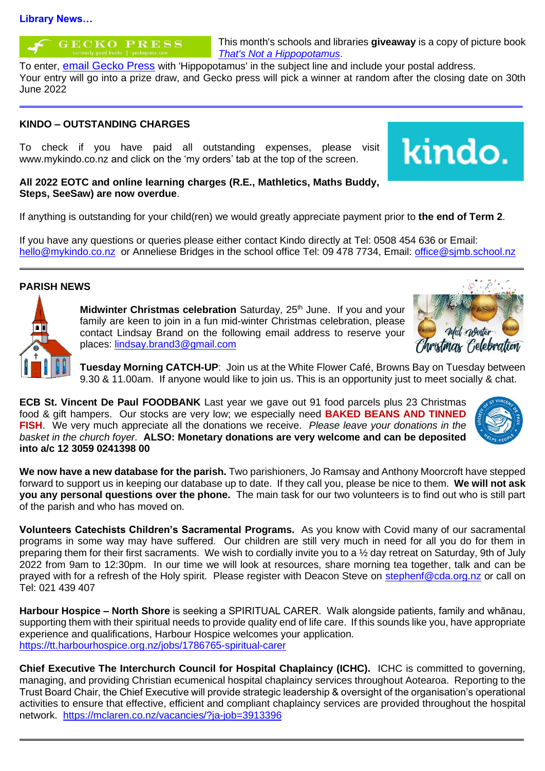**Library News…**

This month's schools and libraries **giveaway** is a copy of picture book *That's Not a Hippopotamus*.

To enter, email Gecko Press with 'Hippopotamus' in the subject line and include your postal address.
Your entry will go into a prize draw, and Gecko press will pick a winner at random after the closing date on 30th June 2022

---

**KINDO – OUTSTANDING CHARGES**

To check if you have paid all outstanding expenses, please visit www.mykindo.co.nz and click on the 'my orders' tab at the top of the screen.

**All 2022 EOTC and online learning charges (R.E., Mathletics, Maths Buddy, Steps, SeeSaw) are now overdue**.

If anything is outstanding for your child(ren) we would greatly appreciate payment prior to **the end of Term 2**.

If you have any questions or queries please either contact Kindo directly at Tel: 0508 454 636 or Email: hello@mykindo.co.nz or Anneliese Bridges in the school office Tel: 09 478 7734, Email: office@sjmb.school.nz

---

**PARISH NEWS**

**Midwinter Christmas celebration** Saturday, 25th June. If you and your family are keen to join in a fun mid-winter Christmas celebration, please contact Lindsay Brand on the following email address to reserve your places: lindsay.brand3@gmail.com

**Tuesday Morning CATCH-UP**: Join us at the White Flower Café, Browns Bay on Tuesday between 9.30 & 11.00am. If anyone would like to join us. This is an opportunity just to meet socially & chat.

**ECB St. Vincent De Paul FOODBANK** Last year we gave out 91 food parcels plus 23 Christmas food & gift hampers. Our stocks are very low; we especially need **BAKED BEANS AND TINNED FISH**. We very much appreciate all the donations we receive. *Please leave your donations in the basket in the church foyer.* **ALSO: Monetary donations are very welcome and can be deposited into a/c 12 3059 0241398 00**

**We now have a new database for the parish.** Two parishioners, Jo Ramsay and Anthony Moorcroft have stepped forward to support us in keeping our database up to date. If they call you, please be nice to them. **We will not ask you any personal questions over the phone.** The main task for our two volunteers is to find out who is still part of the parish and who has moved on.

**Volunteers Catechists Children's Sacramental Programs.** As you know with Covid many of our sacramental programs in some way may have suffered. Our children are still very much in need for all you do for them in preparing them for their first sacraments. We wish to cordially invite you to a ½ day retreat on Saturday, 9th of July 2022 from 9am to 12:30pm. In our time we will look at resources, share morning tea together, talk and can be prayed with for a refresh of the Holy spirit. Please register with Deacon Steve on stephenf@cda.org.nz or call on Tel: 021 439 407

**Harbour Hospice – North Shore** is seeking a SPIRITUAL CARER. Walk alongside patients, family and whānau, supporting them with their spiritual needs to provide quality end of life care. If this sounds like you, have appropriate experience and qualifications, Harbour Hospice welcomes your application.
https://tt.harbourhospice.org.nz/jobs/1786765-spiritual-carer

**Chief Executive The Interchurch Council for Hospital Chaplaincy (ICHC).** ICHC is committed to governing, managing, and providing Christian ecumenical hospital chaplaincy services throughout Aotearoa. Reporting to the Trust Board Chair, the Chief Executive will provide strategic leadership & oversight of the organisation's operational activities to ensure that effective, efficient and compliant chaplaincy services are provided throughout the hospital network. https://mclaren.co.nz/vacancies/?ja-job=3913396